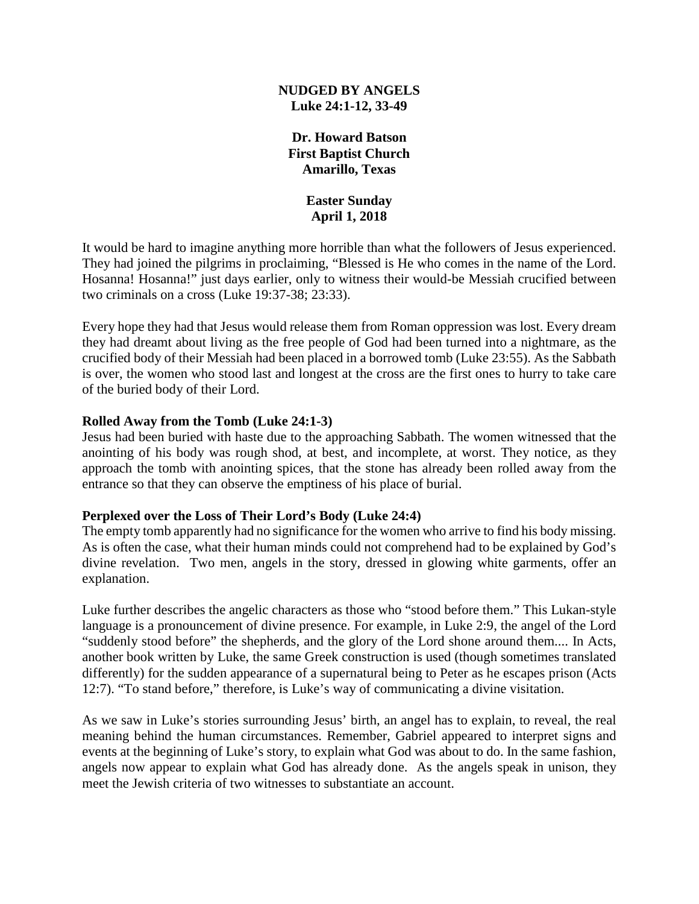**NUDGED BY ANGELS**
**Luke 24:1-12, 33-49**

**Dr. Howard Batson**
**First Baptist Church**
**Amarillo, Texas**

**Easter Sunday**
**April 1, 2018**

It would be hard to imagine anything more horrible than what the followers of Jesus experienced. They had joined the pilgrims in proclaiming, "Blessed is He who comes in the name of the Lord. Hosanna! Hosanna!" just days earlier, only to witness their would-be Messiah crucified between two criminals on a cross (Luke 19:37-38; 23:33).

Every hope they had that Jesus would release them from Roman oppression was lost. Every dream they had dreamt about living as the free people of God had been turned into a nightmare, as the crucified body of their Messiah had been placed in a borrowed tomb (Luke 23:55). As the Sabbath is over, the women who stood last and longest at the cross are the first ones to hurry to take care of the buried body of their Lord.

**Rolled Away from the Tomb (Luke 24:1-3)**
Jesus had been buried with haste due to the approaching Sabbath. The women witnessed that the anointing of his body was rough shod, at best, and incomplete, at worst. They notice, as they approach the tomb with anointing spices, that the stone has already been rolled away from the entrance so that they can observe the emptiness of his place of burial.

**Perplexed over the Loss of Their Lord's Body (Luke 24:4)**
The empty tomb apparently had no significance for the women who arrive to find his body missing. As is often the case, what their human minds could not comprehend had to be explained by God's divine revelation. Two men, angels in the story, dressed in glowing white garments, offer an explanation.

Luke further describes the angelic characters as those who "stood before them." This Lukan-style language is a pronouncement of divine presence. For example, in Luke 2:9, the angel of the Lord "suddenly stood before" the shepherds, and the glory of the Lord shone around them.... In Acts, another book written by Luke, the same Greek construction is used (though sometimes translated differently) for the sudden appearance of a supernatural being to Peter as he escapes prison (Acts 12:7). "To stand before," therefore, is Luke's way of communicating a divine visitation.

As we saw in Luke's stories surrounding Jesus' birth, an angel has to explain, to reveal, the real meaning behind the human circumstances. Remember, Gabriel appeared to interpret signs and events at the beginning of Luke's story, to explain what God was about to do. In the same fashion, angels now appear to explain what God has already done. As the angels speak in unison, they meet the Jewish criteria of two witnesses to substantiate an account.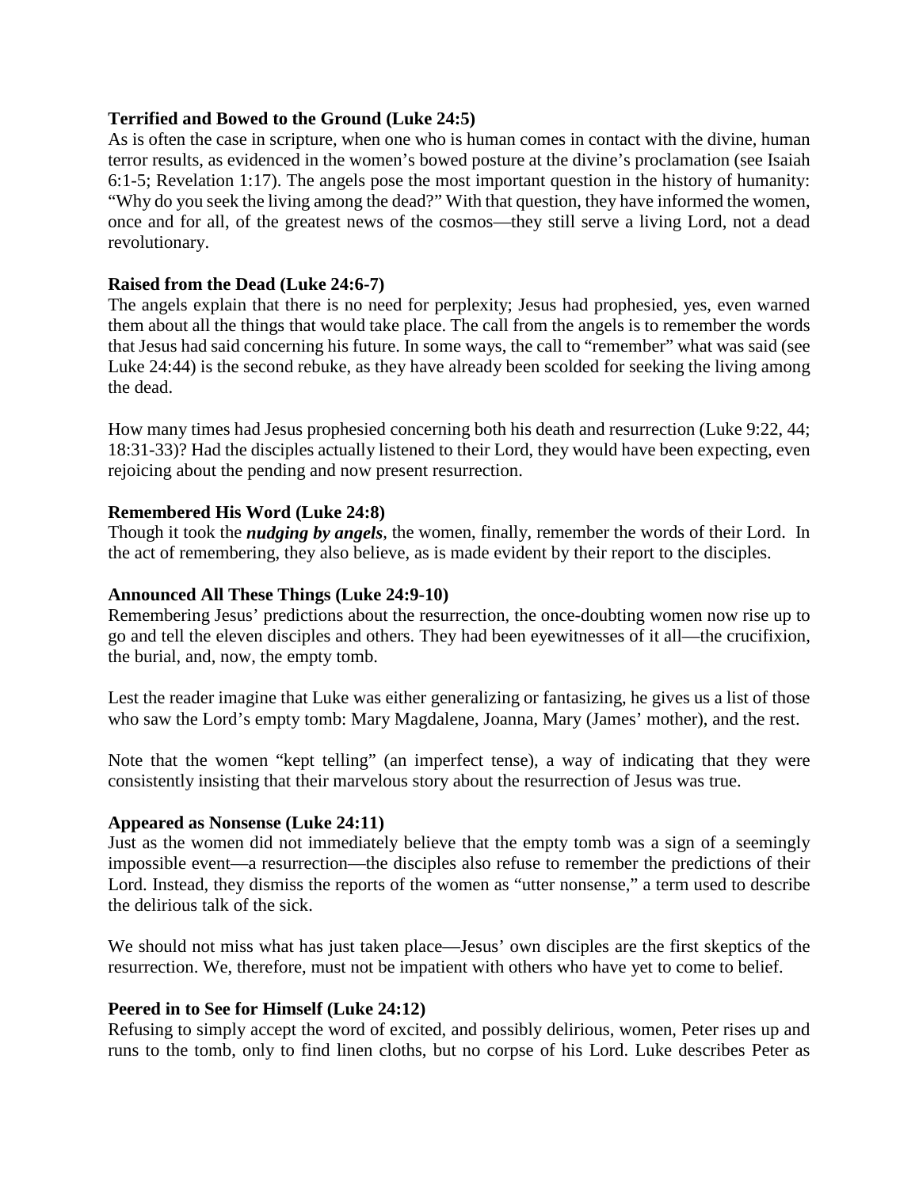**Terrified and Bowed to the Ground (Luke 24:5)**
As is often the case in scripture, when one who is human comes in contact with the divine, human terror results, as evidenced in the women's bowed posture at the divine's proclamation (see Isaiah 6:1-5; Revelation 1:17). The angels pose the most important question in the history of humanity: "Why do you seek the living among the dead?" With that question, they have informed the women, once and for all, of the greatest news of the cosmos—they still serve a living Lord, not a dead revolutionary.

**Raised from the Dead (Luke 24:6-7)**
The angels explain that there is no need for perplexity; Jesus had prophesied, yes, even warned them about all the things that would take place. The call from the angels is to remember the words that Jesus had said concerning his future. In some ways, the call to "remember" what was said (see Luke 24:44) is the second rebuke, as they have already been scolded for seeking the living among the dead.

How many times had Jesus prophesied concerning both his death and resurrection (Luke 9:22, 44; 18:31-33)? Had the disciples actually listened to their Lord, they would have been expecting, even rejoicing about the pending and now present resurrection.

**Remembered His Word (Luke 24:8)**
Though it took the ***nudging by angels***, the women, finally, remember the words of their Lord. In the act of remembering, they also believe, as is made evident by their report to the disciples.

**Announced All These Things (Luke 24:9-10)**
Remembering Jesus' predictions about the resurrection, the once-doubting women now rise up to go and tell the eleven disciples and others. They had been eyewitnesses of it all—the crucifixion, the burial, and, now, the empty tomb.

Lest the reader imagine that Luke was either generalizing or fantasizing, he gives us a list of those who saw the Lord's empty tomb: Mary Magdalene, Joanna, Mary (James' mother), and the rest.

Note that the women "kept telling" (an imperfect tense), a way of indicating that they were consistently insisting that their marvelous story about the resurrection of Jesus was true.

**Appeared as Nonsense (Luke 24:11)**
Just as the women did not immediately believe that the empty tomb was a sign of a seemingly impossible event—a resurrection—the disciples also refuse to remember the predictions of their Lord. Instead, they dismiss the reports of the women as "utter nonsense," a term used to describe the delirious talk of the sick.

We should not miss what has just taken place—Jesus' own disciples are the first skeptics of the resurrection. We, therefore, must not be impatient with others who have yet to come to belief.

**Peered in to See for Himself (Luke 24:12)**
Refusing to simply accept the word of excited, and possibly delirious, women, Peter rises up and runs to the tomb, only to find linen cloths, but no corpse of his Lord. Luke describes Peter as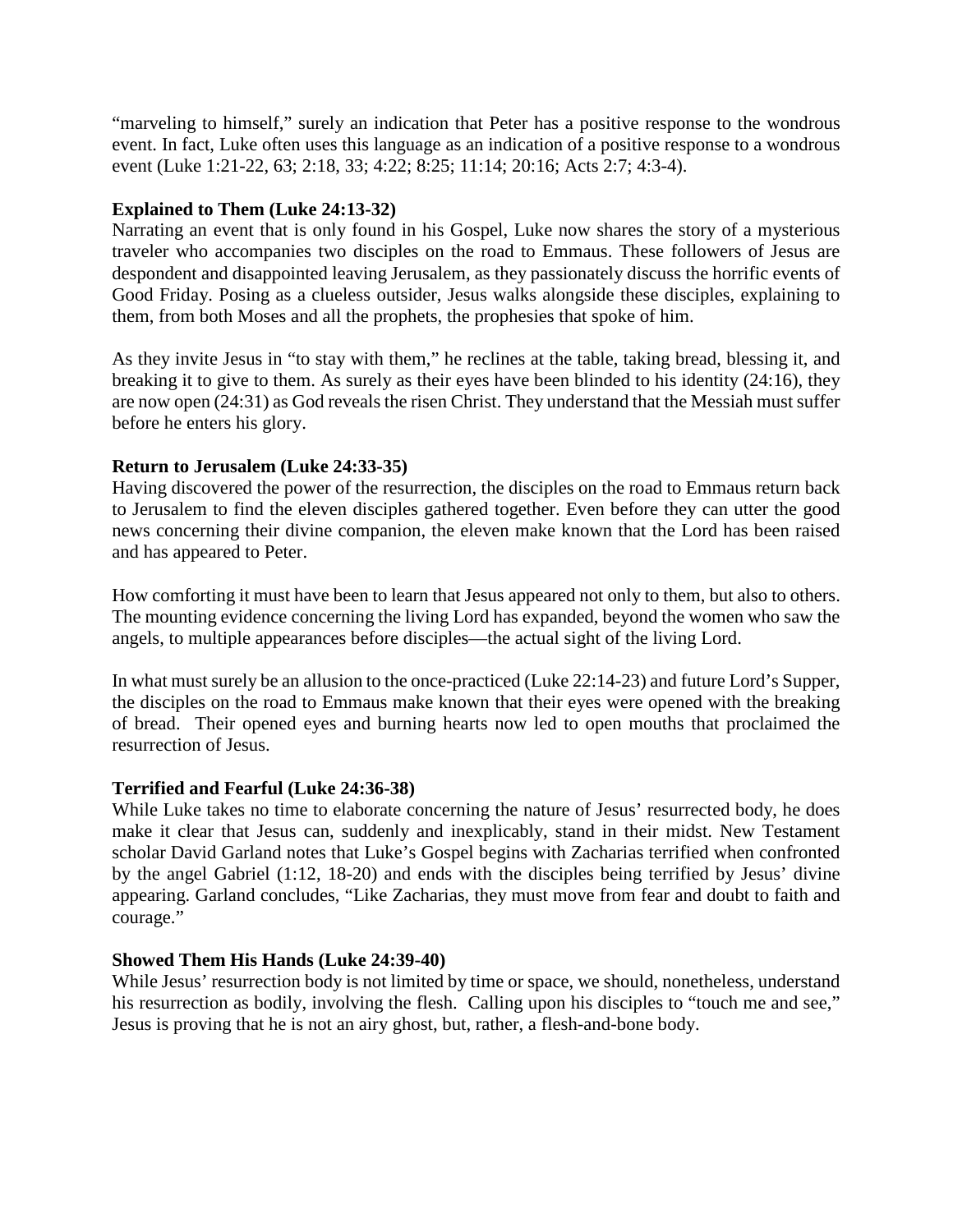“marveling to himself,” surely an indication that Peter has a positive response to the wondrous event. In fact, Luke often uses this language as an indication of a positive response to a wondrous event (Luke 1:21-22, 63; 2:18, 33; 4:22; 8:25; 11:14; 20:16; Acts 2:7; 4:3-4).

**Explained to Them (Luke 24:13-32)**

Narrating an event that is only found in his Gospel, Luke now shares the story of a mysterious traveler who accompanies two disciples on the road to Emmaus. These followers of Jesus are despondent and disappointed leaving Jerusalem, as they passionately discuss the horrific events of Good Friday. Posing as a clueless outsider, Jesus walks alongside these disciples, explaining to them, from both Moses and all the prophets, the prophesies that spoke of him.

As they invite Jesus in “to stay with them,” he reclines at the table, taking bread, blessing it, and breaking it to give to them. As surely as their eyes have been blinded to his identity (24:16), they are now open (24:31) as God reveals the risen Christ. They understand that the Messiah must suffer before he enters his glory.

**Return to Jerusalem (Luke 24:33-35)**

Having discovered the power of the resurrection, the disciples on the road to Emmaus return back to Jerusalem to find the eleven disciples gathered together. Even before they can utter the good news concerning their divine companion, the eleven make known that the Lord has been raised and has appeared to Peter.

How comforting it must have been to learn that Jesus appeared not only to them, but also to others. The mounting evidence concerning the living Lord has expanded, beyond the women who saw the angels, to multiple appearances before disciples—the actual sight of the living Lord.

In what must surely be an allusion to the once-practiced (Luke 22:14-23) and future Lord’s Supper, the disciples on the road to Emmaus make known that their eyes were opened with the breaking of bread. Their opened eyes and burning hearts now led to open mouths that proclaimed the resurrection of Jesus.

**Terrified and Fearful (Luke 24:36-38)**

While Luke takes no time to elaborate concerning the nature of Jesus’ resurrected body, he does make it clear that Jesus can, suddenly and inexplicably, stand in their midst. New Testament scholar David Garland notes that Luke’s Gospel begins with Zacharias terrified when confronted by the angel Gabriel (1:12, 18-20) and ends with the disciples being terrified by Jesus’ divine appearing. Garland concludes, “Like Zacharias, they must move from fear and doubt to faith and courage.”

**Showed Them His Hands (Luke 24:39-40)**

While Jesus’ resurrection body is not limited by time or space, we should, nonetheless, understand his resurrection as bodily, involving the flesh. Calling upon his disciples to “touch me and see,” Jesus is proving that he is not an airy ghost, but, rather, a flesh-and-bone body.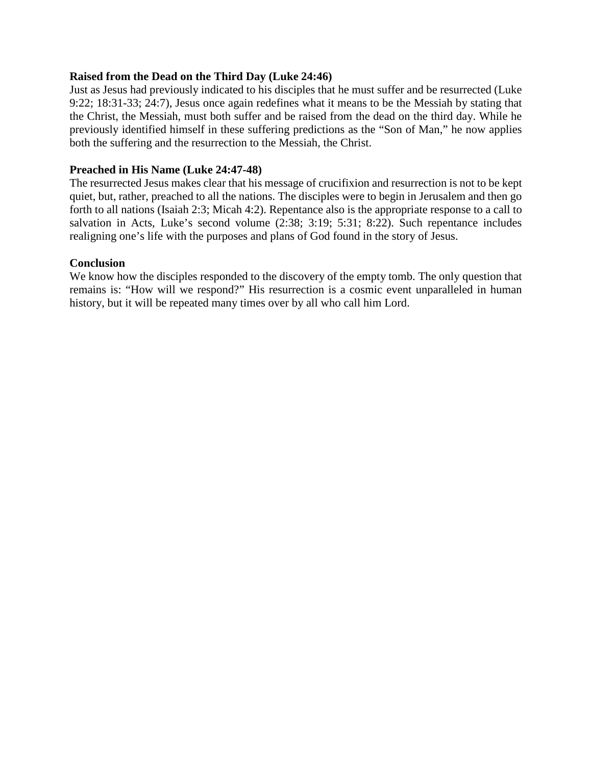**Raised from the Dead on the Third Day (Luke 24:46)**

Just as Jesus had previously indicated to his disciples that he must suffer and be resurrected (Luke 9:22; 18:31-33; 24:7), Jesus once again redefines what it means to be the Messiah by stating that the Christ, the Messiah, must both suffer and be raised from the dead on the third day. While he previously identified himself in these suffering predictions as the "Son of Man," he now applies both the suffering and the resurrection to the Messiah, the Christ.

**Preached in His Name (Luke 24:47-48)**

The resurrected Jesus makes clear that his message of crucifixion and resurrection is not to be kept quiet, but, rather, preached to all the nations. The disciples were to begin in Jerusalem and then go forth to all nations (Isaiah 2:3; Micah 4:2). Repentance also is the appropriate response to a call to salvation in Acts, Luke's second volume (2:38; 3:19; 5:31; 8:22). Such repentance includes realigning one's life with the purposes and plans of God found in the story of Jesus.

**Conclusion**

We know how the disciples responded to the discovery of the empty tomb. The only question that remains is: "How will we respond?" His resurrection is a cosmic event unparalleled in human history, but it will be repeated many times over by all who call him Lord.